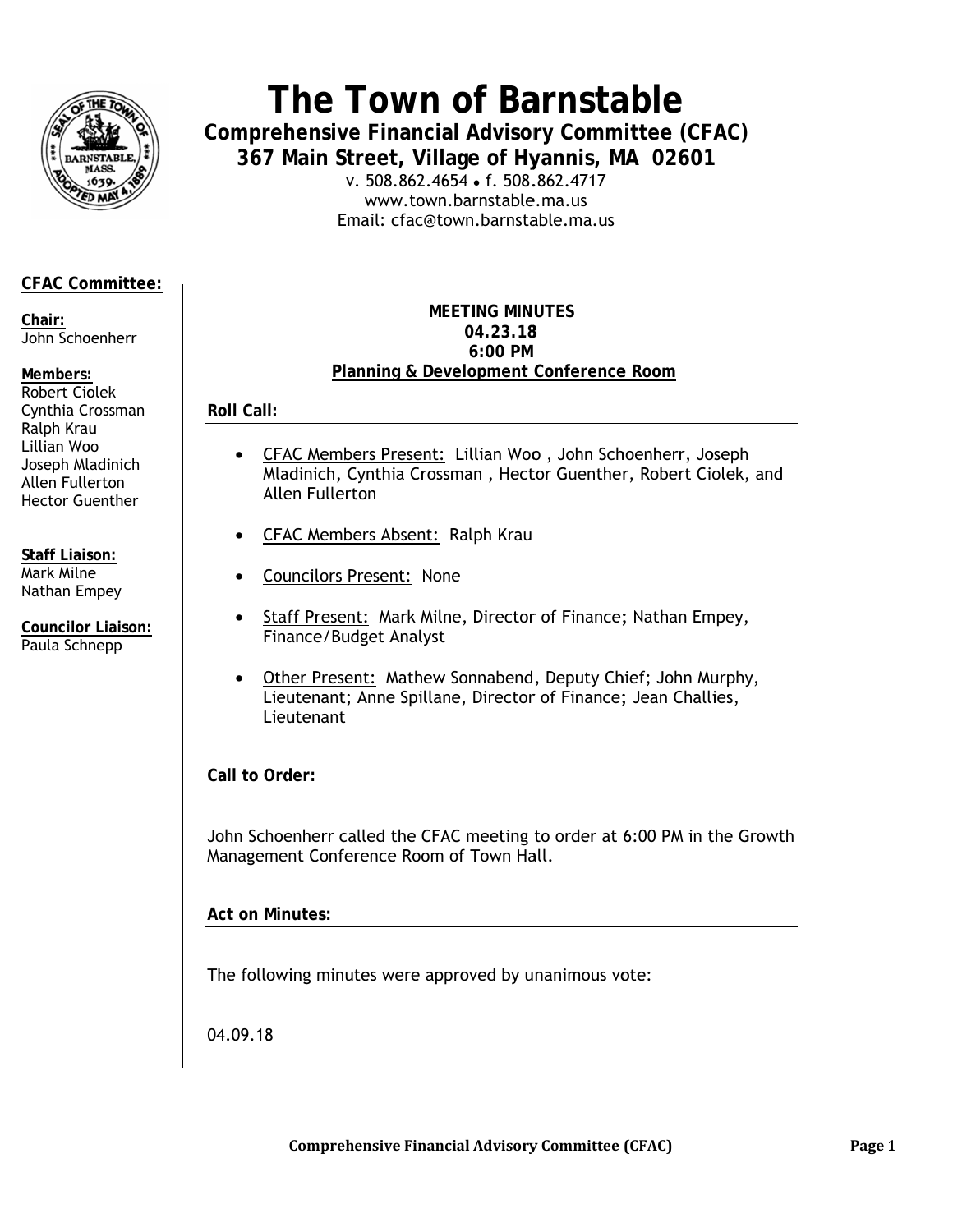# The Town of Barnstable

## Comprehensive Financial Advisory Committee (CFAC)

### 367 Main Street, Village of Hyannis, MA 02601

v. 508.862.4654 • f. 508.862.4717
www.town.barnstable.ma.us
Email: cfac@town.barnstable.ma.us

**CFAC Committee:**

**Chair:**
John Schoenherr

**Members:**
Robert Ciolek
Cynthia Crossman
Ralph Krau
Lillian Woo
Joseph Mladinich
Allen Fullerton
Hector Guenther

**Staff Liaison:**
Mark Milne
Nathan Empey

**Councilor Liaison:**
Paula Schnepp

**MEETING MINUTES**
**04.23.18**
**6:00 PM**
**Planning & Development Conference Room**

**Roll Call:**

- CFAC Members Present: Lillian Woo , John Schoenherr, Joseph Mladinich, Cynthia Crossman , Hector Guenther, Robert Ciolek, and Allen Fullerton
- CFAC Members Absent: Ralph Krau
- Councilors Present: None
- Staff Present: Mark Milne, Director of Finance; Nathan Empey, Finance/Budget Analyst
- Other Present: Mathew Sonnabend, Deputy Chief; John Murphy, Lieutenant; Anne Spillane, Director of Finance; Jean Challies, Lieutenant

**Call to Order:**

John Schoenherr called the CFAC meeting to order at 6:00 PM in the Growth Management Conference Room of Town Hall.

**Act on Minutes:**

The following minutes were approved by unanimous vote:

04.09.18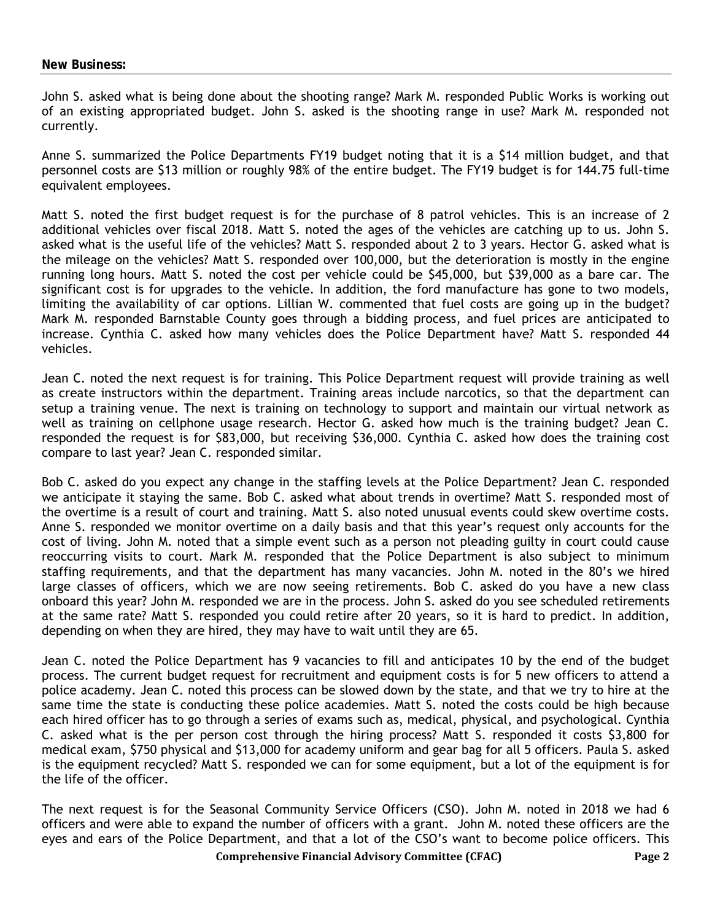**New Business:**

John S. asked what is being done about the shooting range? Mark M. responded Public Works is working out of an existing appropriated budget. John S. asked is the shooting range in use? Mark M. responded not currently.

Anne S. summarized the Police Departments FY19 budget noting that it is a $14 million budget, and that personnel costs are $13 million or roughly 98% of the entire budget. The FY19 budget is for 144.75 full-time equivalent employees.

Matt S. noted the first budget request is for the purchase of 8 patrol vehicles. This is an increase of 2 additional vehicles over fiscal 2018. Matt S. noted the ages of the vehicles are catching up to us. John S. asked what is the useful life of the vehicles? Matt S. responded about 2 to 3 years. Hector G. asked what is the mileage on the vehicles? Matt S. responded over 100,000, but the deterioration is mostly in the engine running long hours. Matt S. noted the cost per vehicle could be $45,000, but $39,000 as a bare car. The significant cost is for upgrades to the vehicle. In addition, the ford manufacture has gone to two models, limiting the availability of car options. Lillian W. commented that fuel costs are going up in the budget? Mark M. responded Barnstable County goes through a bidding process, and fuel prices are anticipated to increase. Cynthia C. asked how many vehicles does the Police Department have? Matt S. responded 44 vehicles.

Jean C. noted the next request is for training. This Police Department request will provide training as well as create instructors within the department. Training areas include narcotics, so that the department can setup a training venue. The next is training on technology to support and maintain our virtual network as well as training on cellphone usage research. Hector G. asked how much is the training budget? Jean C. responded the request is for $83,000, but receiving $36,000. Cynthia C. asked how does the training cost compare to last year? Jean C. responded similar.

Bob C. asked do you expect any change in the staffing levels at the Police Department? Jean C. responded we anticipate it staying the same. Bob C. asked what about trends in overtime? Matt S. responded most of the overtime is a result of court and training. Matt S. also noted unusual events could skew overtime costs. Anne S. responded we monitor overtime on a daily basis and that this year's request only accounts for the cost of living. John M. noted that a simple event such as a person not pleading guilty in court could cause reoccurring visits to court. Mark M. responded that the Police Department is also subject to minimum staffing requirements, and that the department has many vacancies. John M. noted in the 80's we hired large classes of officers, which we are now seeing retirements. Bob C. asked do you have a new class onboard this year? John M. responded we are in the process. John S. asked do you see scheduled retirements at the same rate? Matt S. responded you could retire after 20 years, so it is hard to predict. In addition, depending on when they are hired, they may have to wait until they are 65.

Jean C. noted the Police Department has 9 vacancies to fill and anticipates 10 by the end of the budget process. The current budget request for recruitment and equipment costs is for 5 new officers to attend a police academy. Jean C. noted this process can be slowed down by the state, and that we try to hire at the same time the state is conducting these police academies. Matt S. noted the costs could be high because each hired officer has to go through a series of exams such as, medical, physical, and psychological. Cynthia C. asked what is the per person cost through the hiring process? Matt S. responded it costs $3,800 for medical exam, $750 physical and $13,000 for academy uniform and gear bag for all 5 officers. Paula S. asked is the equipment recycled? Matt S. responded we can for some equipment, but a lot of the equipment is for the life of the officer.

The next request is for the Seasonal Community Service Officers (CSO). John M. noted in 2018 we had 6 officers and were able to expand the number of officers with a grant. John M. noted these officers are the eyes and ears of the Police Department, and that a lot of the CSO's want to become police officers. This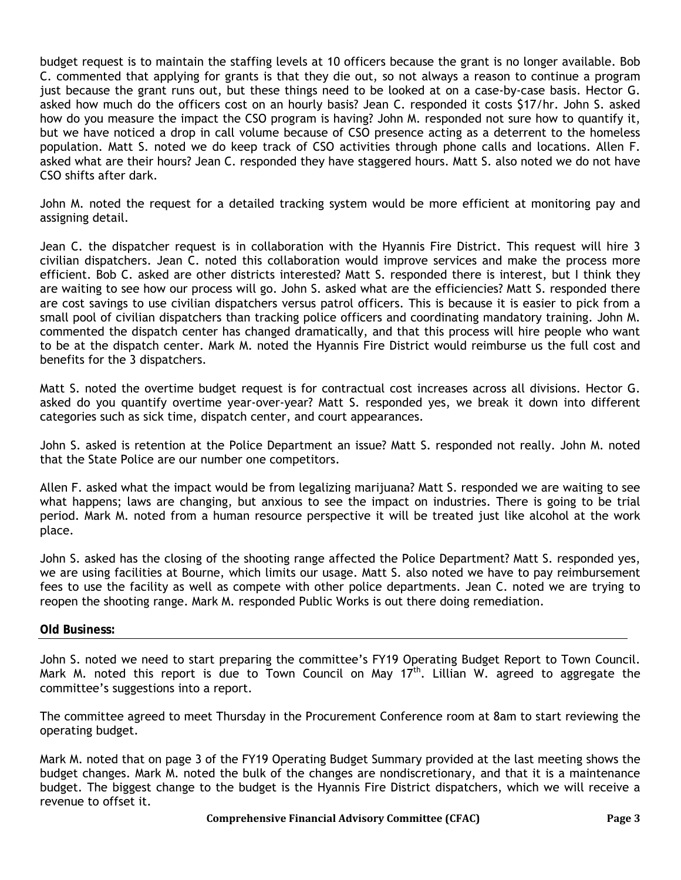budget request is to maintain the staffing levels at 10 officers because the grant is no longer available. Bob C. commented that applying for grants is that they die out, so not always a reason to continue a program just because the grant runs out, but these things need to be looked at on a case-by-case basis. Hector G. asked how much do the officers cost on an hourly basis? Jean C. responded it costs $17/hr. John S. asked how do you measure the impact the CSO program is having? John M. responded not sure how to quantify it, but we have noticed a drop in call volume because of CSO presence acting as a deterrent to the homeless population. Matt S. noted we do keep track of CSO activities through phone calls and locations. Allen F. asked what are their hours? Jean C. responded they have staggered hours. Matt S. also noted we do not have CSO shifts after dark.

John M. noted the request for a detailed tracking system would be more efficient at monitoring pay and assigning detail.

Jean C. the dispatcher request is in collaboration with the Hyannis Fire District. This request will hire 3 civilian dispatchers. Jean C. noted this collaboration would improve services and make the process more efficient. Bob C. asked are other districts interested? Matt S. responded there is interest, but I think they are waiting to see how our process will go. John S. asked what are the efficiencies? Matt S. responded there are cost savings to use civilian dispatchers versus patrol officers. This is because it is easier to pick from a small pool of civilian dispatchers than tracking police officers and coordinating mandatory training. John M. commented the dispatch center has changed dramatically, and that this process will hire people who want to be at the dispatch center. Mark M. noted the Hyannis Fire District would reimburse us the full cost and benefits for the 3 dispatchers.

Matt S. noted the overtime budget request is for contractual cost increases across all divisions. Hector G. asked do you quantify overtime year-over-year? Matt S. responded yes, we break it down into different categories such as sick time, dispatch center, and court appearances.

John S. asked is retention at the Police Department an issue? Matt S. responded not really. John M. noted that the State Police are our number one competitors.

Allen F. asked what the impact would be from legalizing marijuana? Matt S. responded we are waiting to see what happens; laws are changing, but anxious to see the impact on industries. There is going to be trial period. Mark M. noted from a human resource perspective it will be treated just like alcohol at the work place.

John S. asked has the closing of the shooting range affected the Police Department? Matt S. responded yes, we are using facilities at Bourne, which limits our usage. Matt S. also noted we have to pay reimbursement fees to use the facility as well as compete with other police departments. Jean C. noted we are trying to reopen the shooting range. Mark M. responded Public Works is out there doing remediation.

**Old Business:**

John S. noted we need to start preparing the committee's FY19 Operating Budget Report to Town Council. Mark M. noted this report is due to Town Council on May 17th. Lillian W. agreed to aggregate the committee's suggestions into a report.

The committee agreed to meet Thursday in the Procurement Conference room at 8am to start reviewing the operating budget.

Mark M. noted that on page 3 of the FY19 Operating Budget Summary provided at the last meeting shows the budget changes. Mark M. noted the bulk of the changes are nondiscretionary, and that it is a maintenance budget. The biggest change to the budget is the Hyannis Fire District dispatchers, which we will receive a revenue to offset it.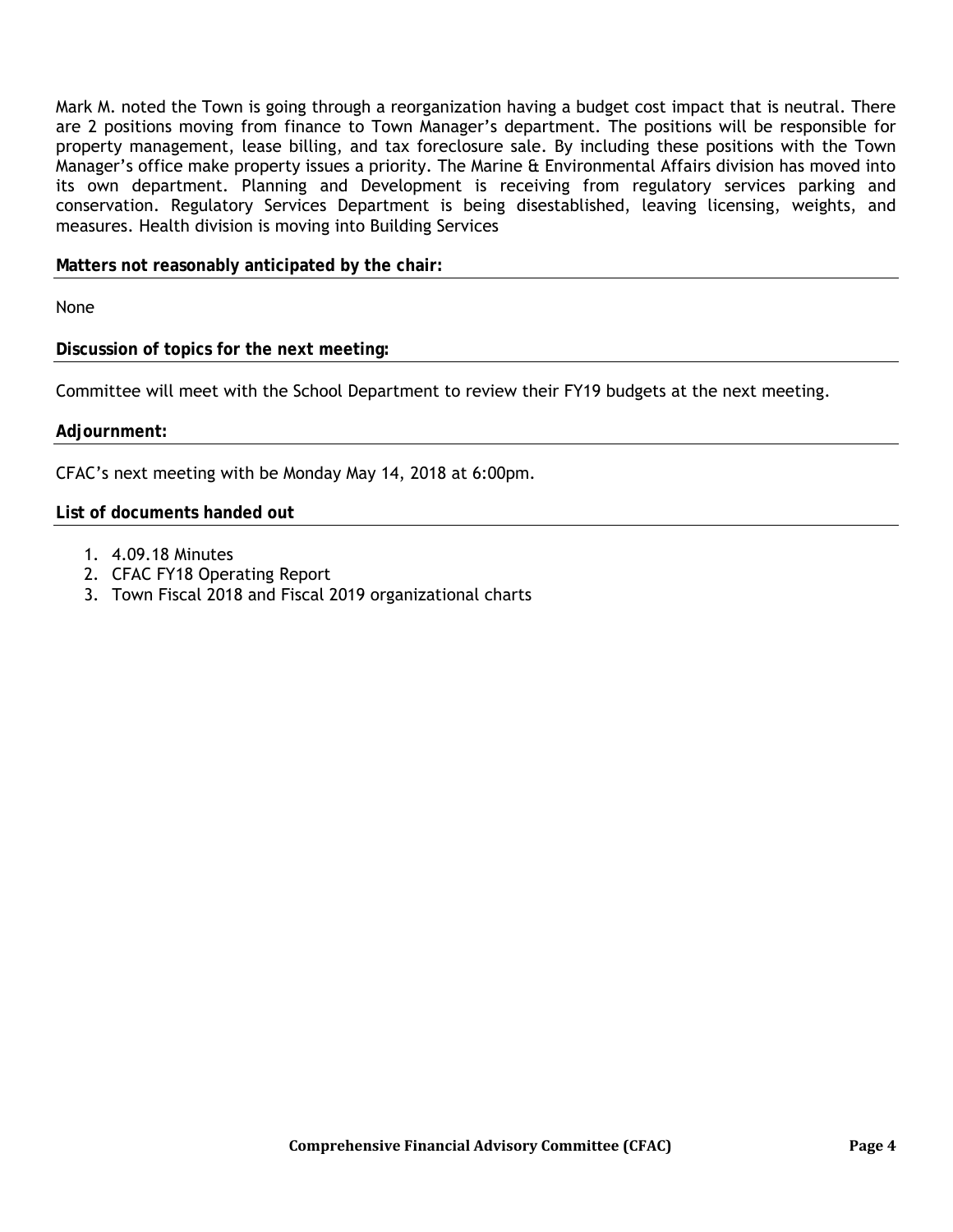Mark M. noted the Town is going through a reorganization having a budget cost impact that is neutral. There are 2 positions moving from finance to Town Manager's department. The positions will be responsible for property management, lease billing, and tax foreclosure sale. By including these positions with the Town Manager's office make property issues a priority. The Marine & Environmental Affairs division has moved into its own department. Planning and Development is receiving from regulatory services parking and conservation. Regulatory Services Department is being disestablished, leaving licensing, weights, and measures. Health division is moving into Building Services

**Matters not reasonably anticipated by the chair:**

None

**Discussion of topics for the next meeting:**

Committee will meet with the School Department to review their FY19 budgets at the next meeting.

**Adjournment:**

CFAC's next meeting with be Monday May 14, 2018 at 6:00pm.

**List of documents handed out**

1. 4.09.18 Minutes
2. CFAC FY18 Operating Report
3. Town Fiscal 2018 and Fiscal 2019 organizational charts